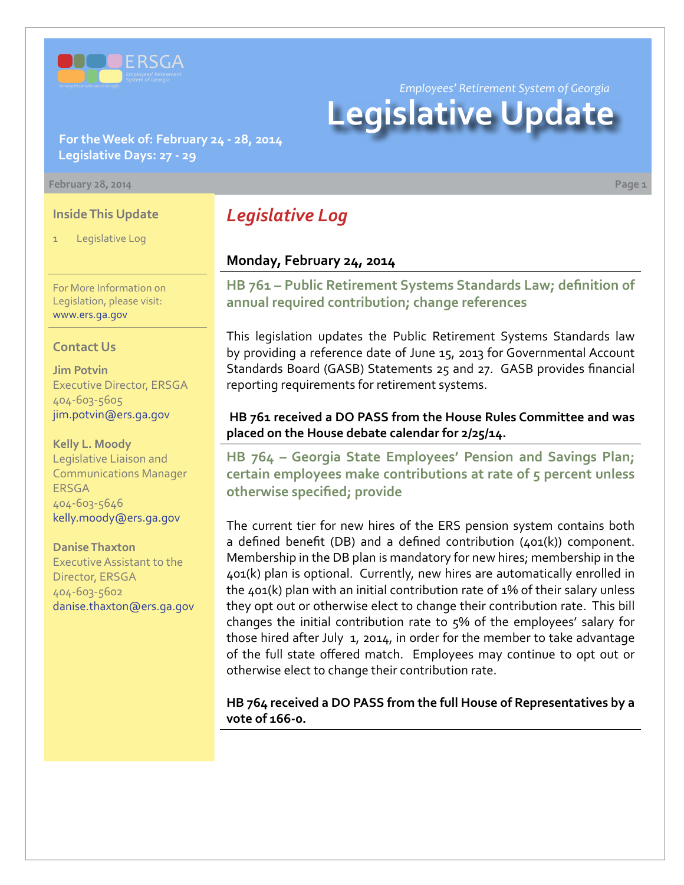*Employees' Retirement System of Georgia*

# Legislative Update

**For the Week of: February 24 - 28, 2014**
**Legislative Days: 27 - 29**

February 28, 2014

### Inside This Update

1 Legislative Log

For More Information on Legislation, please visit: www.ers.ga.gov

### Contact Us

**Jim Potvin**
Executive Director, ERSGA
404-603-5605
jim.potvin@ers.ga.gov

**Kelly L. Moody**
Legislative Liaison and Communications Manager
ERSGA
404-603-5646
kelly.moody@ers.ga.gov

**Danise Thaxton**
Executive Assistant to the Director, ERSGA
404-603-5602
danise.thaxton@ers.ga.gov

## *Legislative Log*

### Monday, February 24, 2014

### HB 761 – Public Retirement Systems Standards Law; definition of annual required contribution; change references

This legislation updates the Public Retirement Systems Standards law by providing a reference date of June 15, 2013 for Governmental Account Standards Board (GASB) Statements 25 and 27. GASB provides financial reporting requirements for retirement systems.

**HB 761 received a DO PASS from the House Rules Committee and was placed on the House debate calendar for 2/25/14.**

### HB 764 – Georgia State Employees' Pension and Savings Plan; certain employees make contributions at rate of 5 percent unless otherwise specified; provide

The current tier for new hires of the ERS pension system contains both a defined benefit (DB) and a defined contribution (401(k)) component. Membership in the DB plan is mandatory for new hires; membership in the 401(k) plan is optional. Currently, new hires are automatically enrolled in the 401(k) plan with an initial contribution rate of 1% of their salary unless they opt out or otherwise elect to change their contribution rate. This bill changes the initial contribution rate to 5% of the employees' salary for those hired after July 1, 2014, in order for the member to take advantage of the full state offered match. Employees may continue to opt out or otherwise elect to change their contribution rate.

**HB 764 received a DO PASS from the full House of Representatives by a vote of 166-0.**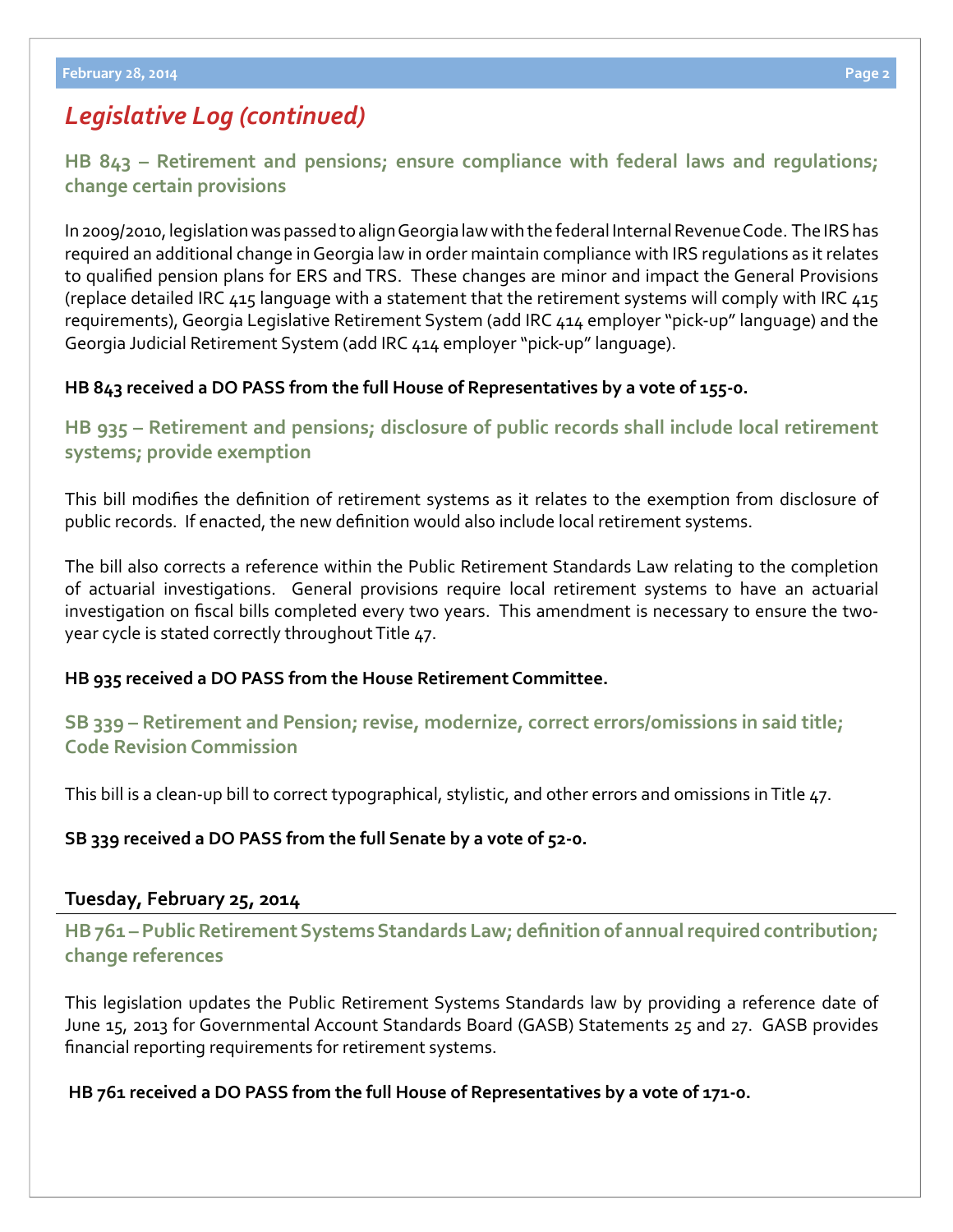## *Legislative Log (continued)*

### HB 843 – Retirement and pensions; ensure compliance with federal laws and regulations; change certain provisions

In 2009/2010, legislation was passed to align Georgia law with the federal Internal Revenue Code. The IRS has required an additional change in Georgia law in order maintain compliance with IRS regulations as it relates to qualified pension plans for ERS and TRS. These changes are minor and impact the General Provisions (replace detailed IRC 415 language with a statement that the retirement systems will comply with IRC 415 requirements), Georgia Legislative Retirement System (add IRC 414 employer "pick-up" language) and the Georgia Judicial Retirement System (add IRC 414 employer "pick-up" language).

**HB 843 received a DO PASS from the full House of Representatives by a vote of 155-0.**

### HB 935 – Retirement and pensions; disclosure of public records shall include local retirement systems; provide exemption

This bill modifies the definition of retirement systems as it relates to the exemption from disclosure of public records. If enacted, the new definition would also include local retirement systems.

The bill also corrects a reference within the Public Retirement Standards Law relating to the completion of actuarial investigations. General provisions require local retirement systems to have an actuarial investigation on fiscal bills completed every two years. This amendment is necessary to ensure the two-year cycle is stated correctly throughout Title 47.

**HB 935 received a DO PASS from the House Retirement Committee.**

### SB 339 – Retirement and Pension; revise, modernize, correct errors/omissions in said title; Code Revision Commission

This bill is a clean-up bill to correct typographical, stylistic, and other errors and omissions in Title 47.

**SB 339 received a DO PASS from the full Senate by a vote of 52-0.**

**Tuesday, February 25, 2014**

### HB 761 – Public Retirement Systems Standards Law; definition of annual required contribution; change references

This legislation updates the Public Retirement Systems Standards law by providing a reference date of June 15, 2013 for Governmental Account Standards Board (GASB) Statements 25 and 27. GASB provides financial reporting requirements for retirement systems.

**HB 761 received a DO PASS from the full House of Representatives by a vote of 171-0.**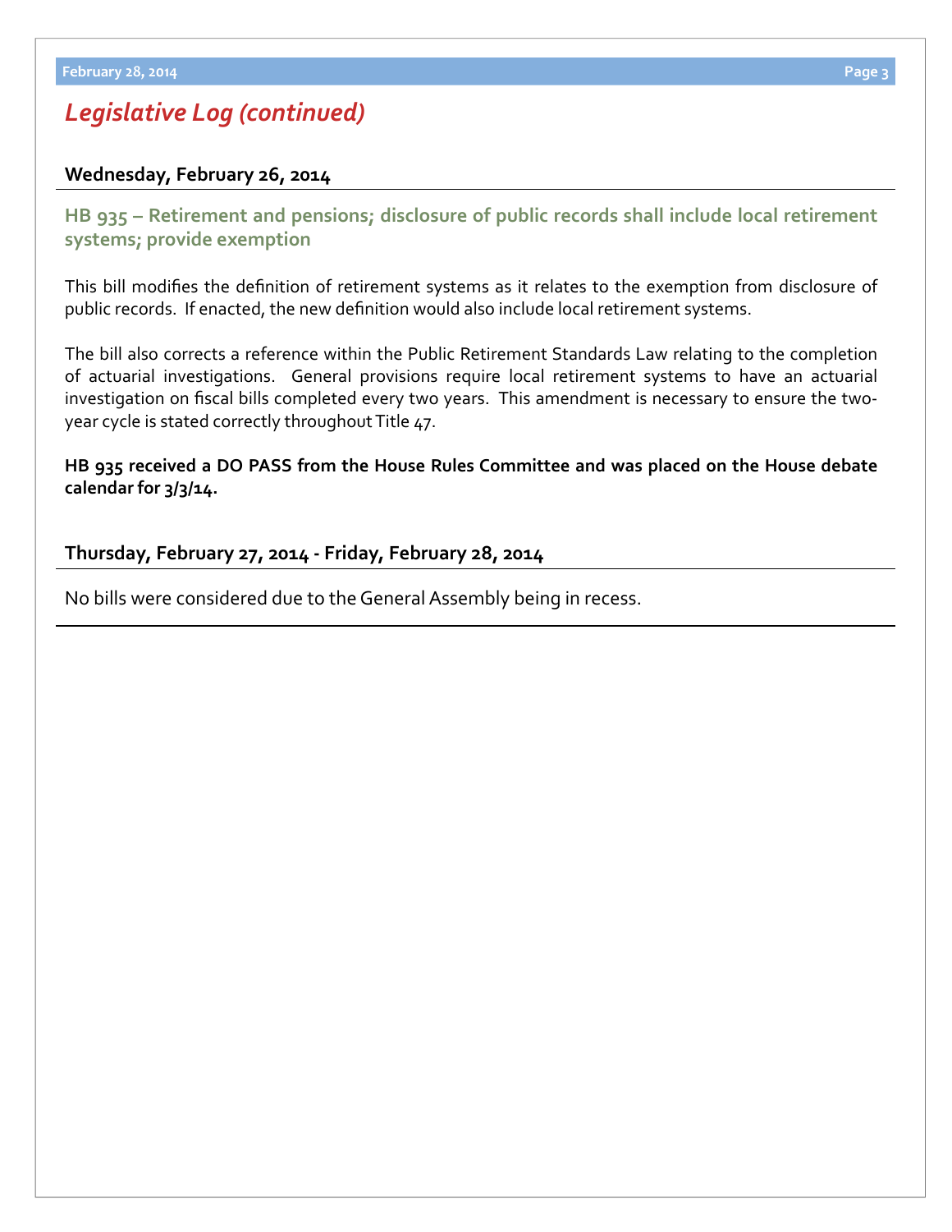# *Legislative Log (continued)*

## Wednesday, February 26, 2014

### HB 935 – Retirement and pensions; disclosure of public records shall include local retirement systems; provide exemption

This bill modifies the definition of retirement systems as it relates to the exemption from disclosure of public records. If enacted, the new definition would also include local retirement systems.

The bill also corrects a reference within the Public Retirement Standards Law relating to the completion of actuarial investigations. General provisions require local retirement systems to have an actuarial investigation on fiscal bills completed every two years. This amendment is necessary to ensure the two-year cycle is stated correctly throughout Title 47.

**HB 935 received a DO PASS from the House Rules Committee and was placed on the House debate calendar for 3/3/14.**

## Thursday, February 27, 2014 - Friday, February 28, 2014

No bills were considered due to the General Assembly being in recess.